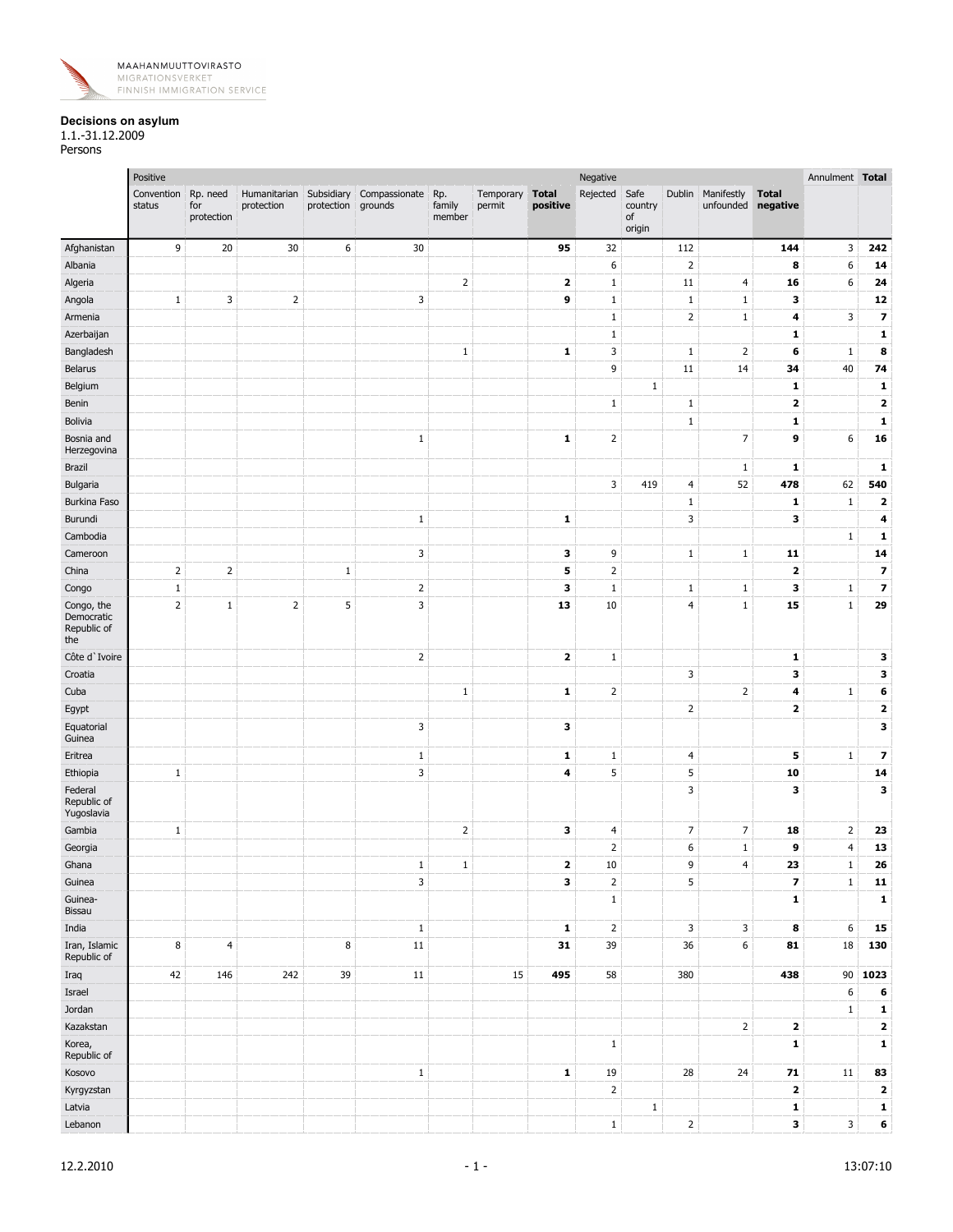MAAHANMUUTTOVIRASTO
MIGRATIONSVERKET
FINNISH IMMIGRATION SERVICE

**Decisions on asylum**
1.1.-31.12.2009
Persons

| | Positive | | | | | | | | Negative | | | | | Annulment | Total |
|---|---|---|---|---|---|---|---|---|---|---|---|---|---|---|---|
| | Convention status | Rp. need for protection | Humanitarian protection | Subsidiary protection | Compassionate grounds | Rp. family member | Temporary permit | **Total positive** | Rejected | Safe country of origin | Dublin | Manifestly unfounded | **Total negative** | | |
| Afghanistan | 9 | 20 | 30 | 6 | 30 | | | **95** | 32 | | 112 | | **144** | 3 | **242** |
| Albania | | | | | | | | | 6 | | 2 | | **8** | 6 | **14** |
| Algeria | | | | | | 2 | | **2** | 1 | | 11 | 4 | **16** | 6 | **24** |
| Angola | 1 | 3 | 2 | | 3 | | | **9** | 1 | | 1 | 1 | **3** | | **12** |
| Armenia | | | | | | | | | 1 | | 2 | 1 | **4** | 3 | **7** |
| Azerbaijan | | | | | | | | | 1 | | | | **1** | | **1** |
| Bangladesh | | | | | | 1 | | **1** | 3 | | 1 | 2 | **6** | 1 | **8** |
| Belarus | | | | | | | | | 9 | | 11 | 14 | **34** | 40 | **74** |
| Belgium | | | | | | | | | | 1 | | | **1** | | **1** |
| Benin | | | | | | | | | 1 | | 1 | | **2** | | **2** |
| Bolivia | | | | | | | | | | | 1 | | **1** | | **1** |
| Bosnia and Herzegovina | | | | | 1 | | | **1** | 2 | | | 7 | **9** | 6 | **16** |
| Brazil | | | | | | | | | | | | 1 | **1** | | **1** |
| Bulgaria | | | | | | | | | 3 | 419 | 4 | 52 | **478** | 62 | **540** |
| Burkina Faso | | | | | | | | | | | 1 | | **1** | 1 | **2** |
| Burundi | | | | | 1 | | | **1** | | | 3 | | **3** | | **4** |
| Cambodia | | | | | | | | | | | | | | 1 | **1** |
| Cameroon | | | | | 3 | | | **3** | 9 | | 1 | 1 | **11** | | **14** |
| China | 2 | 2 | | 1 | | | | **5** | 2 | | | | **2** | | **7** |
| Congo | 1 | | | | 2 | | | **3** | 1 | | 1 | 1 | **3** | 1 | **7** |
| Congo, the Democratic Republic of the | 2 | 1 | 2 | 5 | 3 | | | **13** | 10 | | 4 | 1 | **15** | 1 | **29** |
| Côte d`Ivoire | | | | | 2 | | | **2** | 1 | | | | **1** | | **3** |
| Croatia | | | | | | | | | | | 3 | | **3** | | **3** |
| Cuba | | | | | | 1 | | **1** | 2 | | | 2 | **4** | 1 | **6** |
| Egypt | | | | | | | | | | | 2 | | **2** | | **2** |
| Equatorial Guinea | | | | | 3 | | | **3** | | | | | | | **3** |
| Eritrea | | | | | 1 | | | **1** | 1 | | 4 | | **5** | 1 | **7** |
| Ethiopia | 1 | | | | 3 | | | **4** | 5 | | 5 | | **10** | | **14** |
| Federal Republic of Yugoslavia | | | | | | | | | | | 3 | | **3** | | **3** |
| Gambia | 1 | | | | | 2 | | **3** | 4 | | 7 | 7 | **18** | 2 | **23** |
| Georgia | | | | | | | | | 2 | | 6 | 1 | **9** | 4 | **13** |
| Ghana | | | | | 1 | 1 | | **2** | 10 | | 9 | 4 | **23** | 1 | **26** |
| Guinea | | | | | 3 | | | **3** | 2 | | 5 | | **7** | 1 | **11** |
| Guinea-Bissau | | | | | | | | | 1 | | | | **1** | | **1** |
| India | | | | | 1 | | | **1** | 2 | | 3 | 3 | **8** | 6 | **15** |
| Iran, Islamic Republic of | 8 | 4 | | 8 | 11 | | | **31** | 39 | | 36 | 6 | **81** | 18 | **130** |
| Iraq | 42 | 146 | 242 | 39 | 11 | | 15 | **495** | 58 | | 380 | | **438** | 90 | **1023** |
| Israel | | | | | | | | | | | | | | 6 | **6** |
| Jordan | | | | | | | | | | | | | | 1 | **1** |
| Kazakstan | | | | | | | | | | | | 2 | **2** | | **2** |
| Korea, Republic of | | | | | | | | | 1 | | | | **1** | | **1** |
| Kosovo | | | | | 1 | | | **1** | 19 | | 28 | 24 | **71** | 11 | **83** |
| Kyrgyzstan | | | | | | | | | 2 | | | | **2** | | **2** |
| Latvia | | | | | | | | | | 1 | | | **1** | | **1** |
| Lebanon | | | | | | | | | 1 | | 2 | | **3** | 3 | **6** |

12.2.2010 13:07:10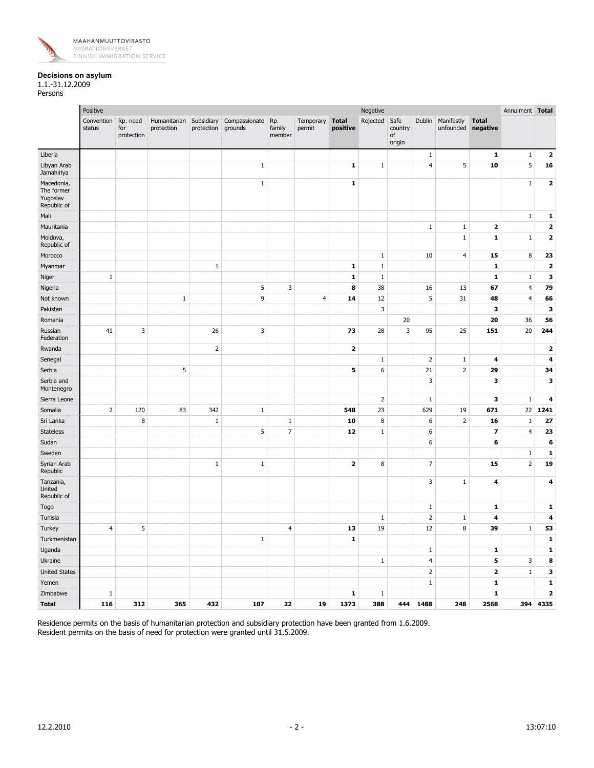MAAHANMUUTTOVIRASTO
MIGRATIONSVERKET
FINNISH IMMIGRATION SERVICE

**Decisions on asylum**
1.1.-31.12.2009
Persons

| | Positive | | | | | | | | Negative | | | | | Annulment | Total |
|---|---|---|---|---|---|---|---|---|---|---|---|---|---|---|---|
| | Convention status | Rp. need for protection | Humanitarian protection | Subsidiary protection | Compassionate grounds | Rp. family member | Temporary permit | **Total positive** | Rejected | Safe country of origin | Dublin | Manifestly unfounded | **Total negative** | | |
| Liberia | | | | | | | | | | | 1 | | **1** | 1 | **2** |
| Libyan Arab Jamahiriya | | | | | 1 | | | **1** | 1 | | 4 | 5 | **10** | 5 | **16** |
| Macedonia, The former Yugoslav Republic of | | | | | 1 | | | **1** | | | | | | 1 | **2** |
| Mali | | | | | | | | | | | | | | 1 | **1** |
| Mauritania | | | | | | | | | | | 1 | 1 | **2** | | **2** |
| Moldova, Republic of | | | | | | | | | | | | 1 | **1** | 1 | **2** |
| Morocco | | | | | | | | | 1 | | 10 | 4 | **15** | 8 | **23** |
| Myanmar | | | | 1 | | | | **1** | 1 | | | | **1** | | **2** |
| Niger | 1 | | | | | | | **1** | 1 | | | | **1** | 1 | **3** |
| Nigeria | | | | | 5 | 3 | | **8** | 38 | | 16 | 13 | **67** | 4 | **79** |
| Not known | | | 1 | | 9 | | 4 | **14** | 12 | | 5 | 31 | **48** | 4 | **66** |
| Pakistan | | | | | | | | | 3 | | | | **3** | | **3** |
| Romania | | | | | | | | | | 20 | | | **20** | 36 | **56** |
| Russian Federation | 41 | 3 | | 26 | 3 | | | **73** | 28 | 3 | 95 | 25 | **151** | 20 | **244** |
| Rwanda | | | | 2 | | | | **2** | | | | | | | **2** |
| Senegal | | | | | | | | | 1 | | 2 | 1 | **4** | | **4** |
| Serbia | | | 5 | | | | | **5** | 6 | | 21 | 2 | **29** | | **34** |
| Serbia and Montenegro | | | | | | | | | | | 3 | | **3** | | **3** |
| Sierra Leone | | | | | | | | | 2 | | 1 | | **3** | 1 | **4** |
| Somalia | 2 | 120 | 83 | 342 | 1 | | | **548** | 23 | | 629 | 19 | **671** | 22 | **1241** |
| Sri Lanka | | 8 | | 1 | | 1 | | **10** | 8 | | 6 | 2 | **16** | 1 | **27** |
| Stateless | | | | | 5 | 7 | | **12** | 1 | | 6 | | **7** | 4 | **23** |
| Sudan | | | | | | | | | | | 6 | | **6** | | **6** |
| Sweden | | | | | | | | | | | | | | 1 | **1** |
| Syrian Arab Republic | | | | 1 | 1 | | | **2** | 8 | | 7 | | **15** | 2 | **19** |
| Tanzania, United Republic of | | | | | | | | | | | 3 | 1 | **4** | | **4** |
| Togo | | | | | | | | | | | 1 | | **1** | | **1** |
| Tunisia | | | | | | | | | 1 | | 2 | 1 | **4** | | **4** |
| Turkey | 4 | 5 | | | | 4 | | **13** | 19 | | 12 | 8 | **39** | 1 | **53** |
| Turkmenistan | | | | | 1 | | | **1** | | | | | | | **1** |
| Uganda | | | | | | | | | | | 1 | | **1** | | **1** |
| Ukraine | | | | | | | | | 1 | | 4 | | **5** | 3 | **8** |
| United States | | | | | | | | | | | 2 | | **2** | 1 | **3** |
| Yemen | | | | | | | | | | | 1 | | **1** | | **1** |
| Zimbabwe | 1 | | | | | | | **1** | 1 | | | | **1** | | **2** |
| **Total** | **116** | **312** | **365** | **432** | **107** | **22** | **19** | **1373** | **388** | **444** | **1488** | **248** | **2568** | **394** | **4335** |

Residence permits on the basis of humanitarian protection and subsidiary protection have been granted from 1.6.2009.
Resident permits on the basis of need for protection were granted until 31.5.2009.

12.2.2010 13:07:10